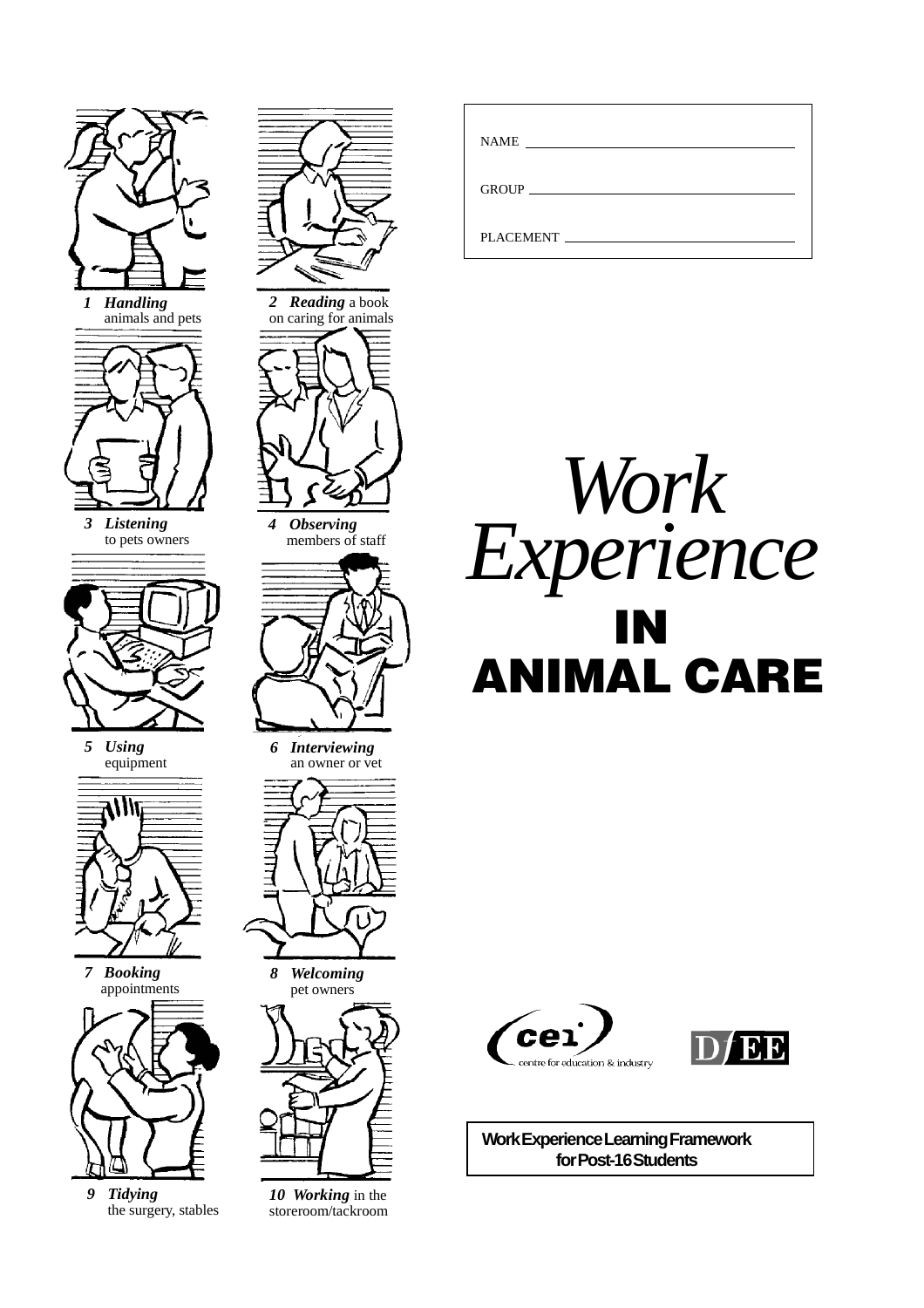# *Work Experience* IN ANIMAL CARE

NAME

GROUP

PLACEMENT

1. ***Handling*** animals and pets
2. ***Reading*** a book on caring for animals
3. ***Listening*** to pets owners
4. ***Observing*** members of staff
5. ***Using*** equipment
6. ***Interviewing*** an owner or vet
7. ***Booking*** appointments
8. ***Welcoming*** pet owners
9. ***Tidying*** the surgery, stables
10. ***Working*** in the storeroom/tackroom

cei centre for education & industry

DfEE

**Work Experience Learning Framework for Post-16 Students**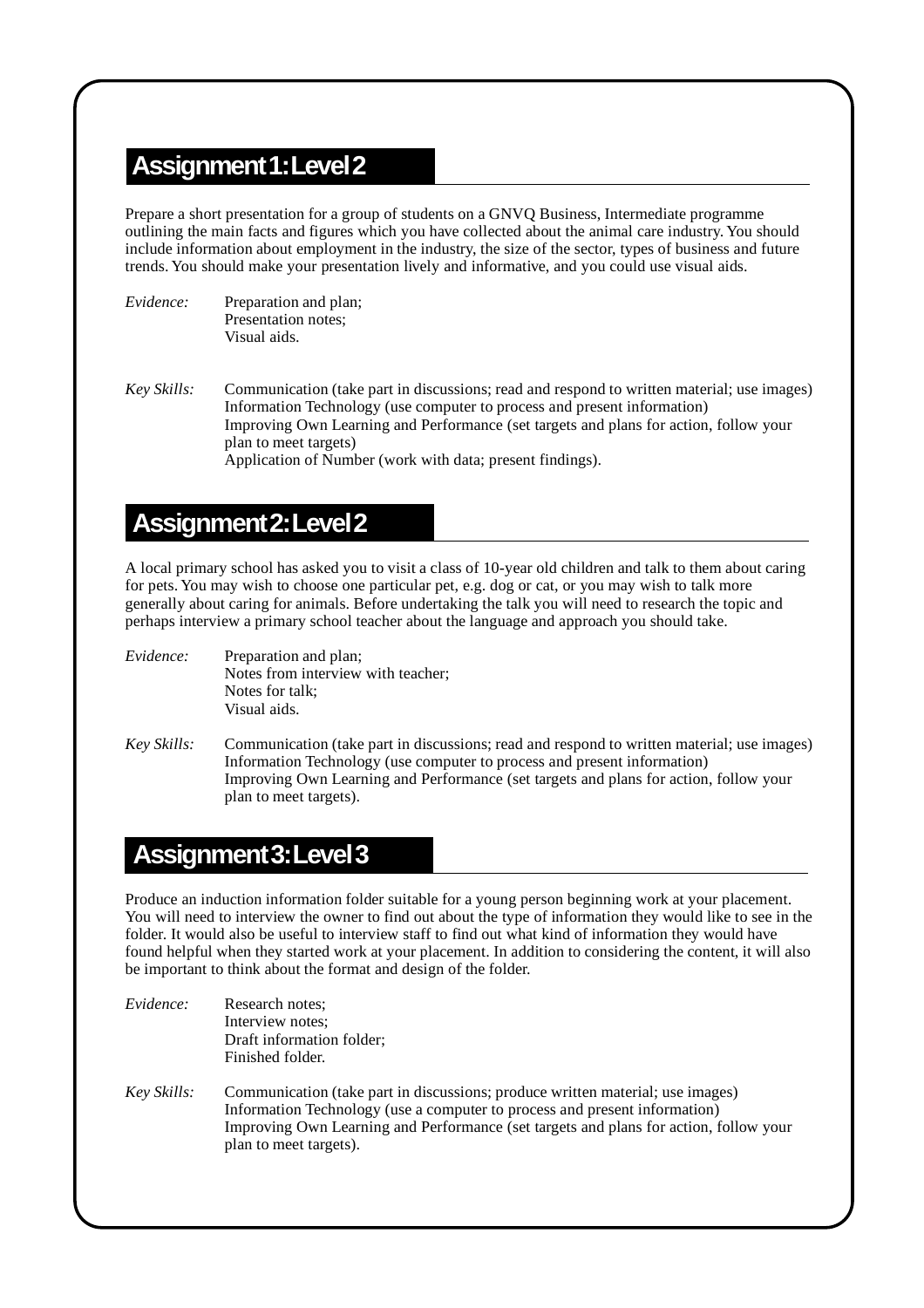## Assignment 1: Level 2

Prepare a short presentation for a group of students on a GNVQ Business, Intermediate programme outlining the main facts and figures which you have collected about the animal care industry. You should include information about employment in the industry, the size of the sector, types of business and future trends. You should make your presentation lively and informative, and you could use visual aids.

*Evidence:* Preparation and plan;
Presentation notes;
Visual aids.

*Key Skills:* Communication (take part in discussions; read and respond to written material; use images)
Information Technology (use computer to process and present information)
Improving Own Learning and Performance (set targets and plans for action, follow your plan to meet targets)
Application of Number (work with data; present findings).

## Assignment 2: Level 2

A local primary school has asked you to visit a class of 10-year old children and talk to them about caring for pets. You may wish to choose one particular pet, e.g. dog or cat, or you may wish to talk more generally about caring for animals. Before undertaking the talk you will need to research the topic and perhaps interview a primary school teacher about the language and approach you should take.

*Evidence:* Preparation and plan;
Notes from interview with teacher;
Notes for talk;
Visual aids.

*Key Skills:* Communication (take part in discussions; read and respond to written material; use images)
Information Technology (use computer to process and present information)
Improving Own Learning and Performance (set targets and plans for action, follow your plan to meet targets).

## Assignment 3: Level 3

Produce an induction information folder suitable for a young person beginning work at your placement. You will need to interview the owner to find out about the type of information they would like to see in the folder. It would also be useful to interview staff to find out what kind of information they would have found helpful when they started work at your placement. In addition to considering the content, it will also be important to think about the format and design of the folder.

*Evidence:* Research notes;
Interview notes;
Draft information folder;
Finished folder.

*Key Skills:* Communication (take part in discussions; produce written material; use images)
Information Technology (use a computer to process and present information)
Improving Own Learning and Performance (set targets and plans for action, follow your plan to meet targets).